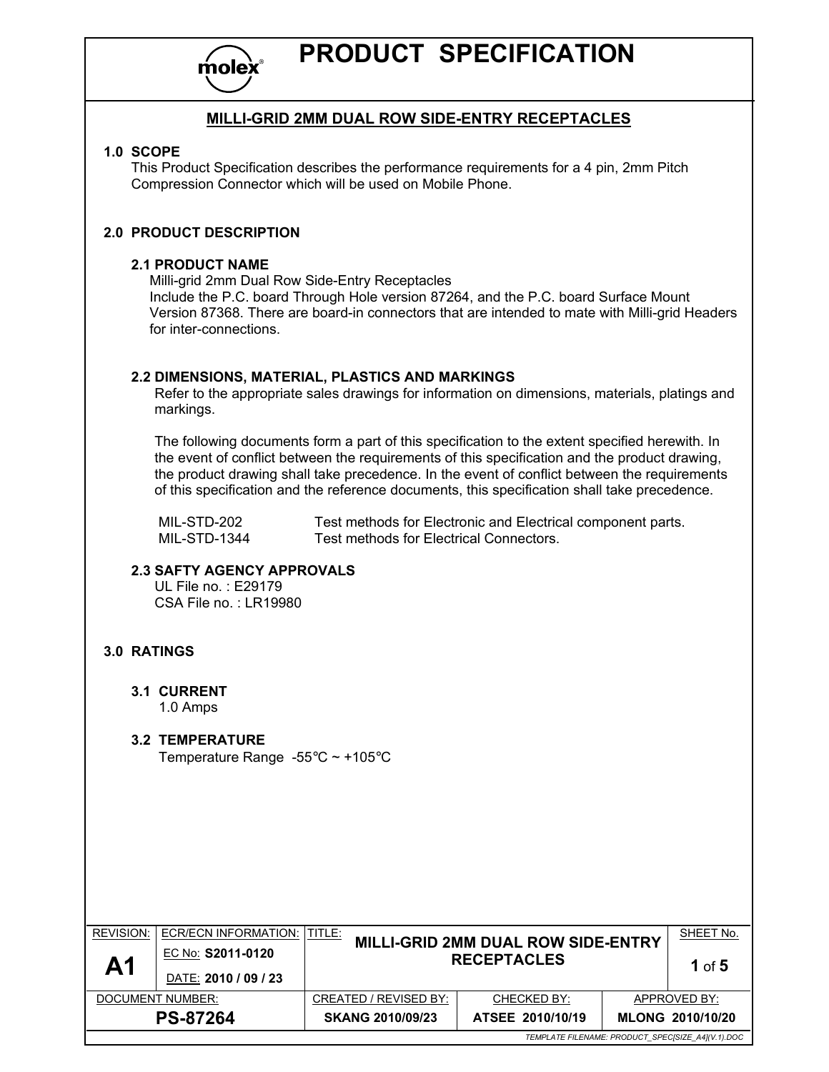# PRODUCT SPECIFICATION

## MILLI-GRID 2MM DUAL ROW SIDE-ENTRY RECEPTACLES

### 1.0 SCOPE

This Product Specification describes the performance requirements for a 4 pin, 2mm Pitch Compression Connector which will be used on Mobile Phone.

### 2.0 PRODUCT DESCRIPTION

#### 2.1 PRODUCT NAME

Milli-grid 2mm Dual Row Side-Entry Receptacles
Include the P.C. board Through Hole version 87264, and the P.C. board Surface Mount Version 87368. There are board-in connectors that are intended to mate with Milli-grid Headers for inter-connections.

#### 2.2 DIMENSIONS, MATERIAL, PLASTICS AND MARKINGS

Refer to the appropriate sales drawings for information on dimensions, materials, platings and markings.

The following documents form a part of this specification to the extent specified herewith. In the event of conflict between the requirements of this specification and the product drawing, the product drawing shall take precedence. In the event of conflict between the requirements of this specification and the reference documents, this specification shall take precedence.

| | |
|---|---|
| MIL-STD-202 | Test methods for Electronic and Electrical component parts. |
| MIL-STD-1344 | Test methods for Electrical Connectors. |

#### 2.3 SAFTY AGENCY APPROVALS

UL File no. : E29179
CSA File no. : LR19980

### 3.0 RATINGS

#### 3.1 CURRENT

1.0 Amps

#### 3.2 TEMPERATURE

Temperature Range -55℃ ~ +105℃

| REVISION: | ECR/ECN INFORMATION: | TITLE: | | SHEET No. |
|---|---|---|---|---|
| A1 | EC No: S2011-0120 DATE: 2010 / 09 / 23 | MILLI-GRID 2MM DUAL ROW SIDE-ENTRY RECEPTACLES | | 1 of 5 |
| DOCUMENT NUMBER: | | CREATED / REVISED BY: | CHECKED BY: | APPROVED BY: |
| PS-87264 | | SKANG 2010/09/23 | ATSEE 2010/10/19 | MLONG 2010/10/20 |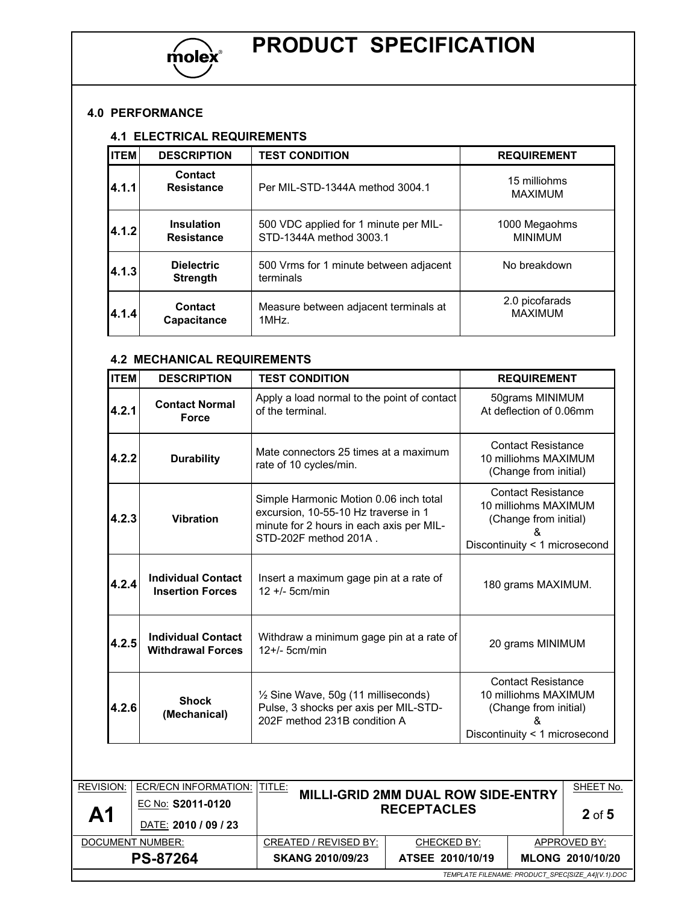## 4.0 PERFORMANCE

### 4.1 ELECTRICAL REQUIREMENTS

| ITEM | DESCRIPTION | TEST CONDITION | REQUIREMENT |
|---|---|---|---|
| 4.1.1 | **Contact Resistance** | Per MIL-STD-1344A method 3004.1 | 15 milliohms MAXIMUM |
| 4.1.2 | **Insulation Resistance** | 500 VDC applied for 1 minute per MIL-STD-1344A method 3003.1 | 1000 Megaohms MINIMUM |
| 4.1.3 | **Dielectric Strength** | 500 Vrms for 1 minute between adjacent terminals | No breakdown |
| 4.1.4 | **Contact Capacitance** | Measure between adjacent terminals at 1MHz. | 2.0 picofarads MAXIMUM |

### 4.2 MECHANICAL REQUIREMENTS

| ITEM | DESCRIPTION | TEST CONDITION | REQUIREMENT |
|---|---|---|---|
| 4.2.1 | **Contact Normal Force** | Apply a load normal to the point of contact of the terminal. | 50grams MINIMUM At deflection of 0.06mm |
| 4.2.2 | **Durability** | Mate connectors 25 times at a maximum rate of 10 cycles/min. | Contact Resistance 10 milliohms MAXIMUM (Change from initial) |
| 4.2.3 | **Vibration** | Simple Harmonic Motion 0.06 inch total excursion, 10-55-10 Hz traverse in 1 minute for 2 hours in each axis per MIL-STD-202F method 201A . | Contact Resistance 10 milliohms MAXIMUM (Change from initial) & Discontinuity < 1 microsecond |
| 4.2.4 | **Individual Contact Insertion Forces** | Insert a maximum gage pin at a rate of 12 +/- 5cm/min | 180 grams MAXIMUM. |
| 4.2.5 | **Individual Contact Withdrawal Forces** | Withdraw a minimum gage pin at a rate of 12+/- 5cm/min | 20 grams MINIMUM |
| 4.2.6 | **Shock (Mechanical)** | ½ Sine Wave, 50g (11 milliseconds) Pulse, 3 shocks per axis per MIL-STD-202F method 231B condition A | Contact Resistance 10 milliohms MAXIMUM (Change from initial) & Discontinuity < 1 microsecond |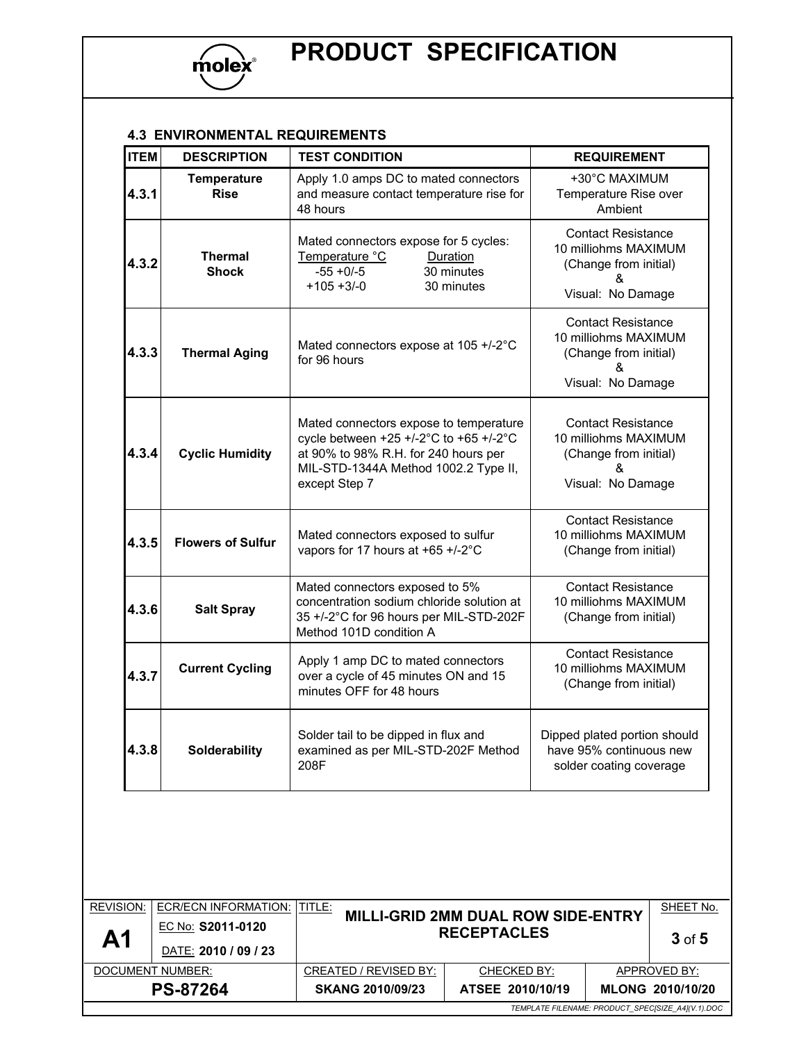### 4.3 ENVIRONMENTAL REQUIREMENTS

| ITEM | DESCRIPTION | TEST CONDITION | REQUIREMENT |
|---|---|---|---|
| 4.3.1 | Temperature Rise | Apply 1.0 amps DC to mated connectors and measure contact temperature rise for 48 hours | +30°C MAXIMUM Temperature Rise over Ambient |
| 4.3.2 | Thermal Shock | Mated connectors expose for 5 cycles:<br>Temperature °C — Duration<br>-55 +0/-5 — 30 minutes<br>+105 +3/-0 — 30 minutes | Contact Resistance 10 milliohms MAXIMUM (Change from initial) & Visual: No Damage |
| 4.3.3 | Thermal Aging | Mated connectors expose at 105 +/-2°C for 96 hours | Contact Resistance 10 milliohms MAXIMUM (Change from initial) & Visual: No Damage |
| 4.3.4 | Cyclic Humidity | Mated connectors expose to temperature cycle between +25 +/-2°C to +65 +/-2°C at 90% to 98% R.H. for 240 hours per MIL-STD-1344A Method 1002.2 Type II, except Step 7 | Contact Resistance 10 milliohms MAXIMUM (Change from initial) & Visual: No Damage |
| 4.3.5 | Flowers of Sulfur | Mated connectors exposed to sulfur vapors for 17 hours at +65 +/-2°C | Contact Resistance 10 milliohms MAXIMUM (Change from initial) |
| 4.3.6 | Salt Spray | Mated connectors exposed to 5% concentration sodium chloride solution at 35 +/-2°C for 96 hours per MIL-STD-202F Method 101D condition A | Contact Resistance 10 milliohms MAXIMUM (Change from initial) |
| 4.3.7 | Current Cycling | Apply 1 amp DC to mated connectors over a cycle of 45 minutes ON and 15 minutes OFF for 48 hours | Contact Resistance 10 milliohms MAXIMUM (Change from initial) |
| 4.3.8 | Solderability | Solder tail to be dipped in flux and examined as per MIL-STD-202F Method 208F | Dipped plated portion should have 95% continuous new solder coating coverage |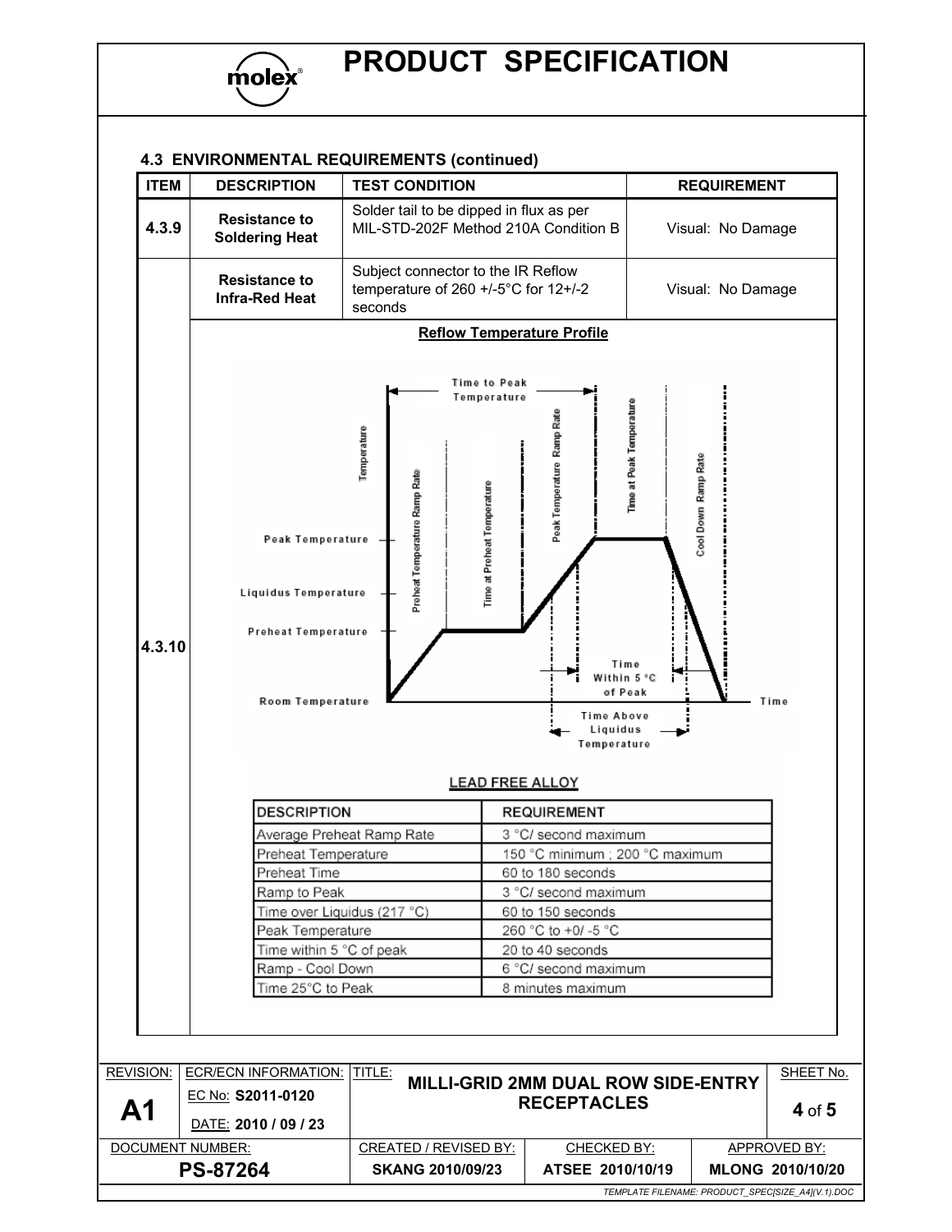### 4.3 ENVIRONMENTAL REQUIREMENTS (continued)

| ITEM | DESCRIPTION | TEST CONDITION | REQUIREMENT |
|---|---|---|---|
| 4.3.9 | **Resistance to Soldering Heat** | Solder tail to be dipped in flux as per MIL-STD-202F Method 210A Condition B | Visual: No Damage |
| 4.3.10 | **Resistance to Infra-Red Heat** | Subject connector to the IR Reflow temperature of 260 +/-5°C for 12+/-2 seconds | Visual: No Damage |

**Reflow Temperature Profile**

**LEAD FREE ALLOY**

| DESCRIPTION | REQUIREMENT |
|---|---|
| Average Preheat Ramp Rate | 3 °C/ second maximum |
| Preheat Temperature | 150 °C minimum ; 200 °C maximum |
| Preheat Time | 60 to 180 seconds |
| Ramp to Peak | 3 °C/ second maximum |
| Time over Liquidus (217 °C) | 60 to 150 seconds |
| Peak Temperature | 260 °C to +0/ -5 °C |
| Time within 5 °C of peak | 20 to 40 seconds |
| Ramp - Cool Down | 6 °C/ second maximum |
| Time 25°C to Peak | 8 minutes maximum |

| REVISION: | ECR/ECN INFORMATION: | TITLE: | | SHEET No. |
|---|---|---|---|---|
| A1 | EC No: S2011-0120 DATE: 2010 / 09 / 23 | MILLI-GRID 2MM DUAL ROW SIDE-ENTRY RECEPTACLES | | 4 of 5 |
| DOCUMENT NUMBER: | | CREATED / REVISED BY: | CHECKED BY: | APPROVED BY: |
| PS-87264 | | SKANG 2010/09/23 | ATSEE 2010/10/19 | MLONG 2010/10/20 |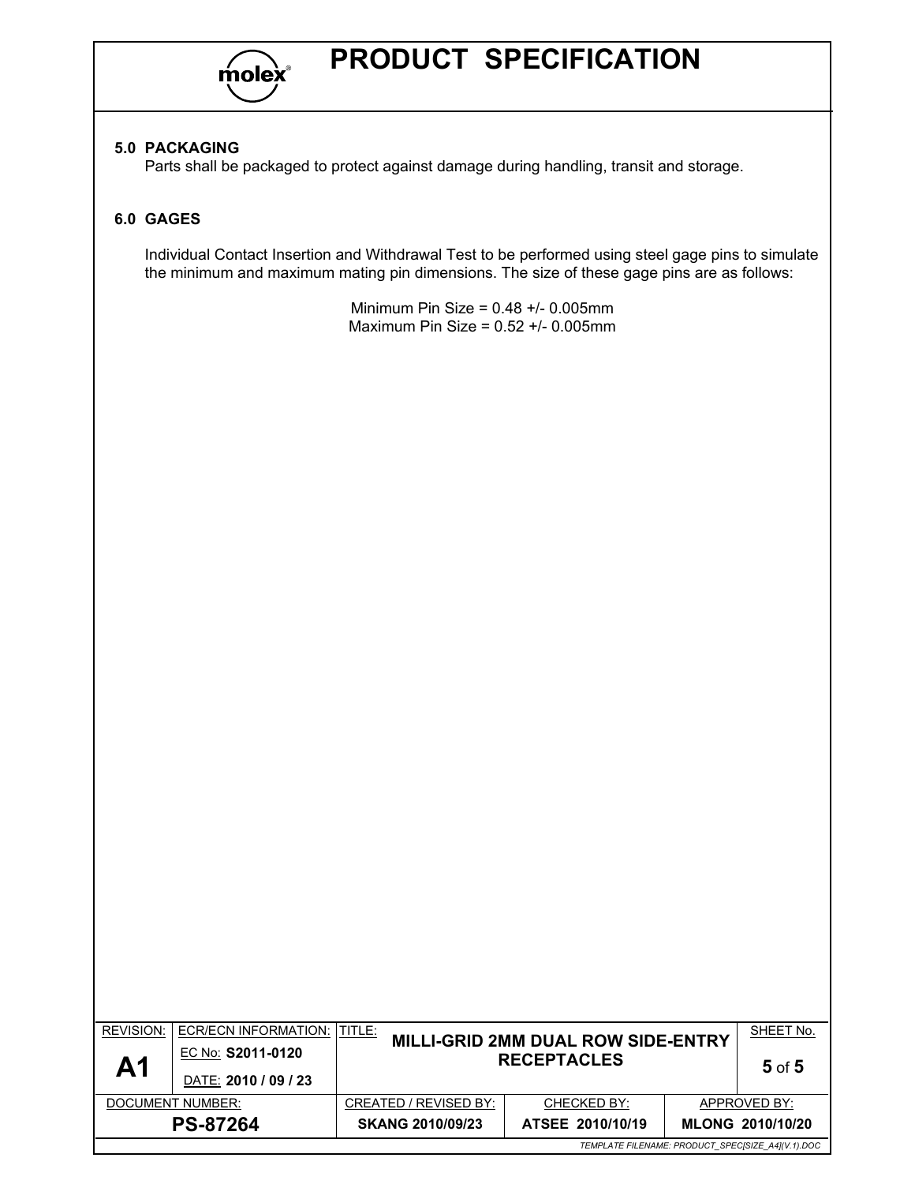### 5.0 PACKAGING

Parts shall be packaged to protect against damage during handling, transit and storage.

### 6.0 GAGES

Individual Contact Insertion and Withdrawal Test to be performed using steel gage pins to simulate the minimum and maximum mating pin dimensions. The size of these gage pins are as follows:

Minimum Pin Size = 0.48 +/- 0.005mm
Maximum Pin Size = 0.52 +/- 0.005mm